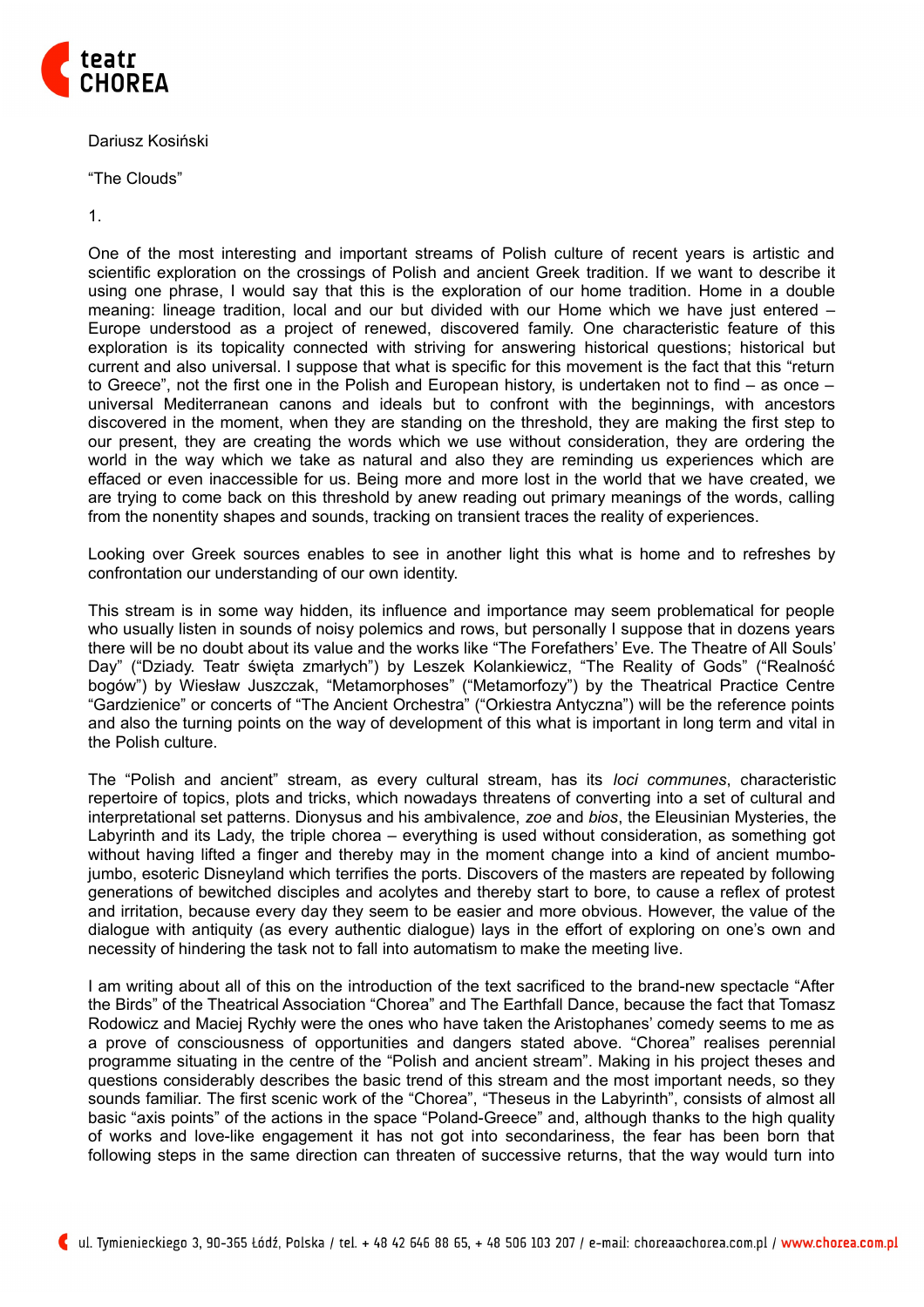Dariusz Kosiński

“The Clouds”

1.

One of the most interesting and important streams of Polish culture of recent years is artistic and scientific exploration on the crossings of Polish and ancient Greek tradition. If we want to describe it using one phrase, I would say that this is the exploration of our home tradition. Home in a double meaning: lineage tradition, local and our but divided with our Home which we have just entered – Europe understood as a project of renewed, discovered family. One characteristic feature of this exploration is its topicality connected with striving for answering historical questions; historical but current and also universal. I suppose that what is specific for this movement is the fact that this “return to Greece”, not the first one in the Polish and European history, is undertaken not to find – as once – universal Mediterranean canons and ideals but to confront with the beginnings, with ancestors discovered in the moment, when they are standing on the threshold, they are making the first step to our present, they are creating the words which we use without consideration, they are ordering the world in the way which we take as natural and also they are reminding us experiences which are effaced or even inaccessible for us. Being more and more lost in the world that we have created, we are trying to come back on this threshold by anew reading out primary meanings of the words, calling from the nonentity shapes and sounds, tracking on transient traces the reality of experiences.

Looking over Greek sources enables to see in another light this what is home and to refreshes by confrontation our understanding of our own identity.

This stream is in some way hidden, its influence and importance may seem problematical for people who usually listen in sounds of noisy polemics and rows, but personally I suppose that in dozens years there will be no doubt about its value and the works like “The Forefathers' Eve. The Theatre of All Souls' Day” (“Dziady. Teatr święta zmarłych”) by Leszek Kolankiewicz, “The Reality of Gods” (“Realność bogów”) by Wiesław Juszczak, “Metamorphoses” (“Metamorfozy”) by the Theatrical Practice Centre “Gardzienice” or concerts of “The Ancient Orchestra” (“Orkiestra Antyczna”) will be the reference points and also the turning points on the way of development of this what is important in long term and vital in the Polish culture.

The “Polish and ancient” stream, as every cultural stream, has its *loci communes*, characteristic repertoire of topics, plots and tricks, which nowadays threatens of converting into a set of cultural and interpretational set patterns. Dionysus and his ambivalence, *zoe* and *bios*, the Eleusinian Mysteries, the Labyrinth and its Lady, the triple chorea – everything is used without consideration, as something got without having lifted a finger and thereby may in the moment change into a kind of ancient mumbo-jumbo, esoteric Disneyland which terrifies the ports. Discovers of the masters are repeated by following generations of bewitched disciples and acolytes and thereby start to bore, to cause a reflex of protest and irritation, because every day they seem to be easier and more obvious. However, the value of the dialogue with antiquity (as every authentic dialogue) lays in the effort of exploring on one's own and necessity of hindering the task not to fall into automatism to make the meeting live.

I am writing about all of this on the introduction of the text sacrificed to the brand-new spectacle “After the Birds” of the Theatrical Association “Chorea” and The Earthfall Dance, because the fact that Tomasz Rodowicz and Maciej Rychły were the ones who have taken the Aristophanes' comedy seems to me as a prove of consciousness of opportunities and dangers stated above. “Chorea” realises perennial programme situating in the centre of the “Polish and ancient stream”. Making in his project theses and questions considerably describes the basic trend of this stream and the most important needs, so they sounds familiar. The first scenic work of the “Chorea”, “Theseus in the Labyrinth”, consists of almost all basic “axis points” of the actions in the space “Poland-Greece” and, although thanks to the high quality of works and love-like engagement it has not got into secondariness, the fear has been born that following steps in the same direction can threaten of successive returns, that the way would turn into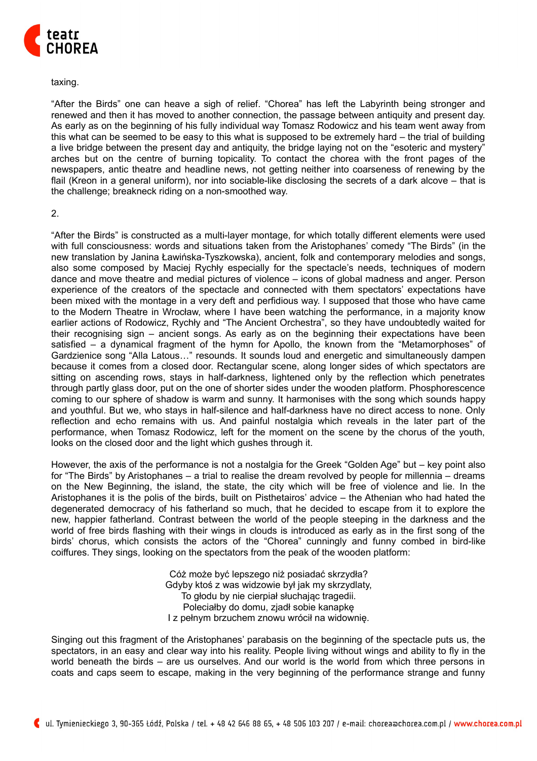taxing.

“After the Birds” one can heave a sigh of relief. “Chorea” has left the Labyrinth being stronger and renewed and then it has moved to another connection, the passage between antiquity and present day. As early as on the beginning of his fully individual way Tomasz Rodowicz and his team went away from this what can be seemed to be easy to this what is supposed to be extremely hard – the trial of building a live bridge between the present day and antiquity, the bridge laying not on the “esoteric and mystery” arches but on the centre of burning topicality. To contact the chorea with the front pages of the newspapers, antic theatre and headline news, not getting neither into coarseness of renewing by the flail (Kreon in a general uniform), nor into sociable-like disclosing the secrets of a dark alcove – that is the challenge; breakneck riding on a non-smoothed way.

2.

“After the Birds” is constructed as a multi-layer montage, for which totally different elements were used with full consciousness: words and situations taken from the Aristophanes' comedy “The Birds” (in the new translation by Janina Ławińska-Tyszkowska), ancient, folk and contemporary melodies and songs, also some composed by Maciej Rychły especially for the spectacle's needs, techniques of modern dance and move theatre and medial pictures of violence – icons of global madness and anger. Person experience of the creators of the spectacle and connected with them spectators' expectations have been mixed with the montage in a very deft and perfidious way. I supposed that those who have came to the Modern Theatre in Wrocław, where I have been watching the performance, in a majority know earlier actions of Rodowicz, Rychły and “The Ancient Orchestra”, so they have undoubtedly waited for their recognising sign – ancient songs. As early as on the beginning their expectations have been satisfied – a dynamical fragment of the hymn for Apollo, the known from the “Metamorphoses” of Gardzienice song “Alla Latous…” resounds. It sounds loud and energetic and simultaneously dampen because it comes from a closed door. Rectangular scene, along longer sides of which spectators are sitting on ascending rows, stays in half-darkness, lightened only by the reflection which penetrates through partly glass door, put on the one of shorter sides under the wooden platform. Phosphorescence coming to our sphere of shadow is warm and sunny. It harmonises with the song which sounds happy and youthful. But we, who stays in half-silence and half-darkness have no direct access to none. Only reflection and echo remains with us. And painful nostalgia which reveals in the later part of the performance, when Tomasz Rodowicz, left for the moment on the scene by the chorus of the youth, looks on the closed door and the light which gushes through it.

However, the axis of the performance is not a nostalgia for the Greek “Golden Age” but – key point also for “The Birds” by Aristophanes – a trial to realise the dream revolved by people for millennia – dreams on the New Beginning, the island, the state, the city which will be free of violence and lie. In the Aristophanes it is the polis of the birds, built on Pisthetairos' advice – the Athenian who had hated the degenerated democracy of his fatherland so much, that he decided to escape from it to explore the new, happier fatherland. Contrast between the world of the people steeping in the darkness and the world of free birds flashing with their wings in clouds is introduced as early as in the first song of the birds' chorus, which consists the actors of the “Chorea” cunningly and funny combed in bird-like coiffures. They sings, looking on the spectators from the peak of the wooden platform:

> Cóż może być lepszego niż posiadać skrzydła?
> Gdyby ktoś z was widzowie był jak my skrzydlaty,
> To głodu by nie cierpiał słuchając tragedii.
> Poleciałby do domu, zjadł sobie kanapkę
> I z pełnym brzuchem znowu wrócił na widownię.

Singing out this fragment of the Aristophanes' parabasis on the beginning of the spectacle puts us, the spectators, in an easy and clear way into his reality. People living without wings and ability to fly in the world beneath the birds – are us ourselves. And our world is the world from which three persons in coats and caps seem to escape, making in the very beginning of the performance strange and funny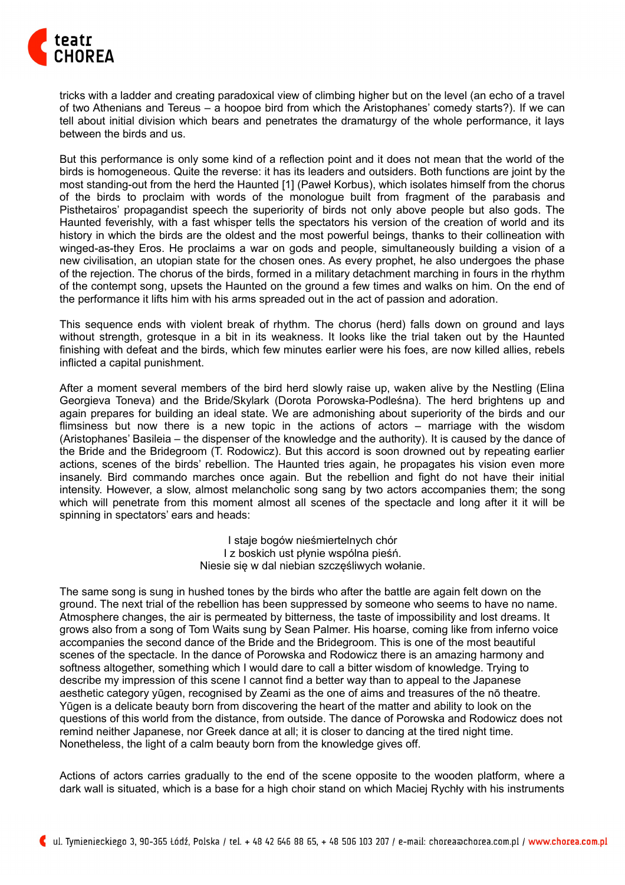tricks with a ladder and creating paradoxical view of climbing higher but on the level (an echo of a travel of two Athenians and Tereus – a hoopoe bird from which the Aristophanes' comedy starts?). If we can tell about initial division which bears and penetrates the dramaturgy of the whole performance, it lays between the birds and us.

But this performance is only some kind of a reflection point and it does not mean that the world of the birds is homogeneous. Quite the reverse: it has its leaders and outsiders. Both functions are joint by the most standing-out from the herd the Haunted [1] (Paweł Korbus), which isolates himself from the chorus of the birds to proclaim with words of the monologue built from fragment of the parabasis and Pisthetairos' propagandist speech the superiority of birds not only above people but also gods. The Haunted feverishly, with a fast whisper tells the spectators his version of the creation of world and its history in which the birds are the oldest and the most powerful beings, thanks to their collineation with winged-as-they Eros. He proclaims a war on gods and people, simultaneously building a vision of a new civilisation, an utopian state for the chosen ones. As every prophet, he also undergoes the phase of the rejection. The chorus of the birds, formed in a military detachment marching in fours in the rhythm of the contempt song, upsets the Haunted on the ground a few times and walks on him. On the end of the performance it lifts him with his arms spreaded out in the act of passion and adoration.

This sequence ends with violent break of rhythm. The chorus (herd) falls down on ground and lays without strength, grotesque in a bit in its weakness. It looks like the trial taken out by the Haunted finishing with defeat and the birds, which few minutes earlier were his foes, are now killed allies, rebels inflicted a capital punishment.

After a moment several members of the bird herd slowly raise up, waken alive by the Nestling (Elina Georgieva Toneva) and the Bride/Skylark (Dorota Porowska-Podleśna). The herd brightens up and again prepares for building an ideal state. We are admonishing about superiority of the birds and our flimsiness but now there is a new topic in the actions of actors – marriage with the wisdom (Aristophanes' Basileia – the dispenser of the knowledge and the authority). It is caused by the dance of the Bride and the Bridegroom (T. Rodowicz). But this accord is soon drowned out by repeating earlier actions, scenes of the birds' rebellion. The Haunted tries again, he propagates his vision even more insanely. Bird commando marches once again. But the rebellion and fight do not have their initial intensity. However, a slow, almost melancholic song sang by two actors accompanies them; the song which will penetrate from this moment almost all scenes of the spectacle and long after it it will be spinning in spectators' ears and heads:

I staje bogów nieśmiertelnych chór  
I z boskich ust płynie wspólna pieśń.  
Niesie się w dal niebian szczęśliwych wołanie.

The same song is sung in hushed tones by the birds who after the battle are again felt down on the ground. The next trial of the rebellion has been suppressed by someone who seems to have no name. Atmosphere changes, the air is permeated by bitterness, the taste of impossibility and lost dreams. It grows also from a song of Tom Waits sung by Sean Palmer. His hoarse, coming like from inferno voice accompanies the second dance of the Bride and the Bridegroom. This is one of the most beautiful scenes of the spectacle. In the dance of Porowska and Rodowicz there is an amazing harmony and softness altogether, something which I would dare to call a bitter wisdom of knowledge. Trying to describe my impression of this scene I cannot find a better way than to appeal to the Japanese aesthetic category yūgen, recognised by Zeami as the one of aims and treasures of the nō theatre. Yūgen is a delicate beauty born from discovering the heart of the matter and ability to look on the questions of this world from the distance, from outside. The dance of Porowska and Rodowicz does not remind neither Japanese, nor Greek dance at all; it is closer to dancing at the tired night time. Nonetheless, the light of a calm beauty born from the knowledge gives off.

Actions of actors carries gradually to the end of the scene opposite to the wooden platform, where a dark wall is situated, which is a base for a high choir stand on which Maciej Rychły with his instruments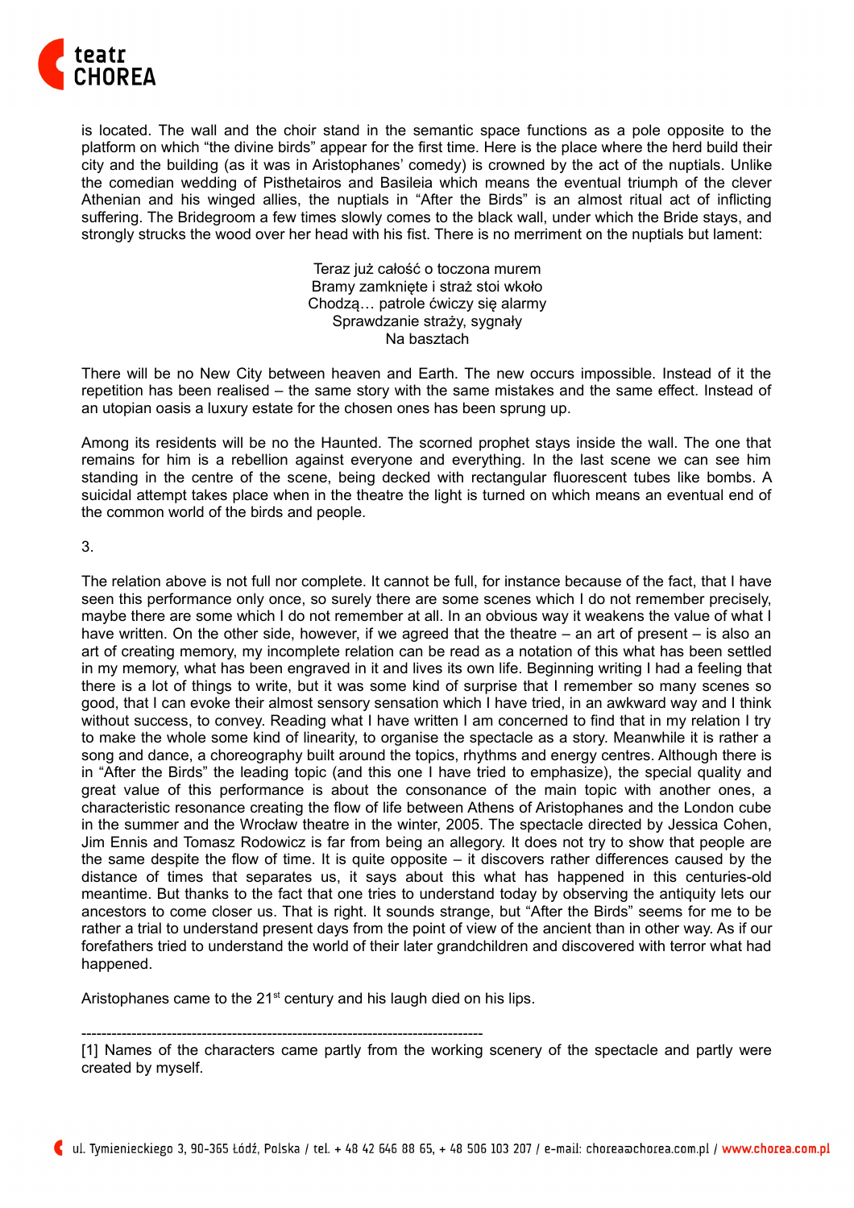is located. The wall and the choir stand in the semantic space functions as a pole opposite to the platform on which "the divine birds" appear for the first time. Here is the place where the herd build their city and the building (as it was in Aristophanes' comedy) is crowned by the act of the nuptials. Unlike the comedian wedding of Pisthetairos and Basileia which means the eventual triumph of the clever Athenian and his winged allies, the nuptials in "After the Birds" is an almost ritual act of inflicting suffering. The Bridegroom a few times slowly comes to the black wall, under which the Bride stays, and strongly strucks the wood over her head with his fist. There is no merriment on the nuptials but lament:

Teraz już całość o toczona murem  
Bramy zamknięte i straż stoi wkoło  
Chodzą… patrole ćwiczy się alarmy  
Sprawdzanie straży, sygnały  
Na basztach

There will be no New City between heaven and Earth. The new occurs impossible. Instead of it the repetition has been realised – the same story with the same mistakes and the same effect. Instead of an utopian oasis a luxury estate for the chosen ones has been sprung up.

Among its residents will be no the Haunted. The scorned prophet stays inside the wall. The one that remains for him is a rebellion against everyone and everything. In the last scene we can see him standing in the centre of the scene, being decked with rectangular fluorescent tubes like bombs. A suicidal attempt takes place when in the theatre the light is turned on which means an eventual end of the common world of the birds and people.

3.

The relation above is not full nor complete. It cannot be full, for instance because of the fact, that I have seen this performance only once, so surely there are some scenes which I do not remember precisely, maybe there are some which I do not remember at all. In an obvious way it weakens the value of what I have written. On the other side, however, if we agreed that the theatre – an art of present – is also an art of creating memory, my incomplete relation can be read as a notation of this what has been settled in my memory, what has been engraved in it and lives its own life. Beginning writing I had a feeling that there is a lot of things to write, but it was some kind of surprise that I remember so many scenes so good, that I can evoke their almost sensory sensation which I have tried, in an awkward way and I think without success, to convey. Reading what I have written I am concerned to find that in my relation I try to make the whole some kind of linearity, to organise the spectacle as a story. Meanwhile it is rather a song and dance, a choreography built around the topics, rhythms and energy centres. Although there is in "After the Birds" the leading topic (and this one I have tried to emphasize), the special quality and great value of this performance is about the consonance of the main topic with another ones, a characteristic resonance creating the flow of life between Athens of Aristophanes and the London cube in the summer and the Wrocław theatre in the winter, 2005. The spectacle directed by Jessica Cohen, Jim Ennis and Tomasz Rodowicz is far from being an allegory. It does not try to show that people are the same despite the flow of time. It is quite opposite – it discovers rather differences caused by the distance of times that separates us, it says about this what has happened in this centuries-old meantime. But thanks to the fact that one tries to understand today by observing the antiquity lets our ancestors to come closer us. That is right. It sounds strange, but "After the Birds" seems for me to be rather a trial to understand present days from the point of view of the ancient than in other way. As if our forefathers tried to understand the world of their later grandchildren and discovered with terror what had happened.

Aristophanes came to the 21st century and his laugh died on his lips.

---

[1] Names of the characters came partly from the working scenery of the spectacle and partly were created by myself.